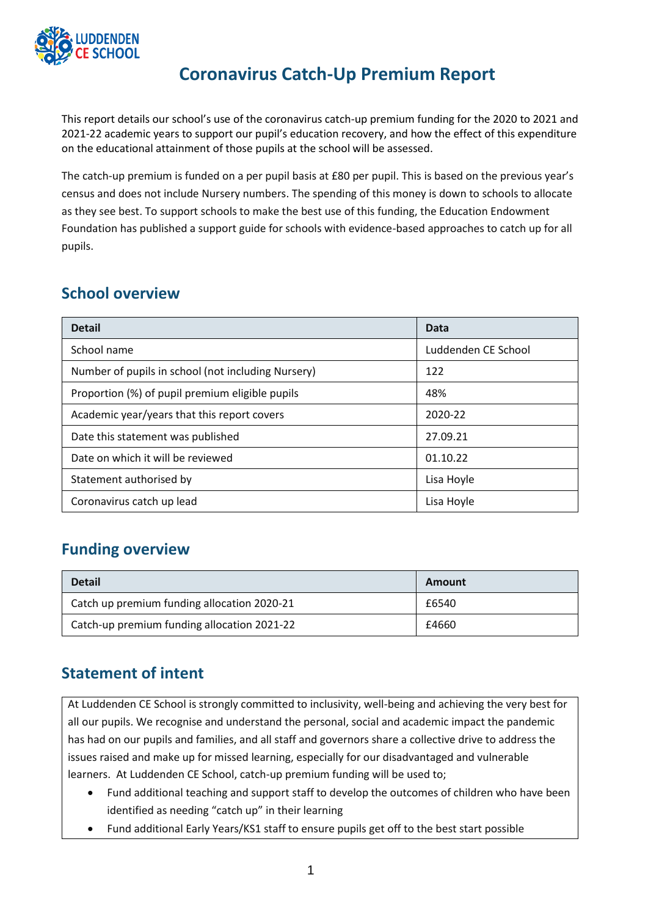# Coronavirus Catch-Up Premium Report

This report details our school's use of the coronavirus catch-up premium funding for the 2020 to 2021 and 2021-22 academic years to support our pupil's education recovery, and how the effect of this expenditure on the educational attainment of those pupils at the school will be assessed.

The catch-up premium is funded on a per pupil basis at £80 per pupil. This is based on the previous year's census and does not include Nursery numbers. The spending of this money is down to schools to allocate as they see best. To support schools to make the best use of this funding, the Education Endowment Foundation has published a support guide for schools with evidence-based approaches to catch up for all pupils.

## School overview

| Detail | Data |
|---|---|
| School name | Luddenden CE School |
| Number of pupils in school (not including Nursery) | 122 |
| Proportion (%) of pupil premium eligible pupils | 48% |
| Academic year/years that this report covers | 2020-22 |
| Date this statement was published | 27.09.21 |
| Date on which it will be reviewed | 01.10.22 |
| Statement authorised by | Lisa Hoyle |
| Coronavirus catch up lead | Lisa Hoyle |

## Funding overview

| Detail | Amount |
|---|---|
| Catch up premium funding allocation 2020-21 | £6540 |
| Catch-up premium funding allocation 2021-22 | £4660 |

## Statement of intent

At Luddenden CE School is strongly committed to inclusivity, well-being and achieving the very best for all our pupils. We recognise and understand the personal, social and academic impact the pandemic has had on our pupils and families, and all staff and governors share a collective drive to address the issues raised and make up for missed learning, especially for our disadvantaged and vulnerable learners. At Luddenden CE School, catch-up premium funding will be used to;

- Fund additional teaching and support staff to develop the outcomes of children who have been identified as needing "catch up" in their learning
- Fund additional Early Years/KS1 staff to ensure pupils get off to the best start possible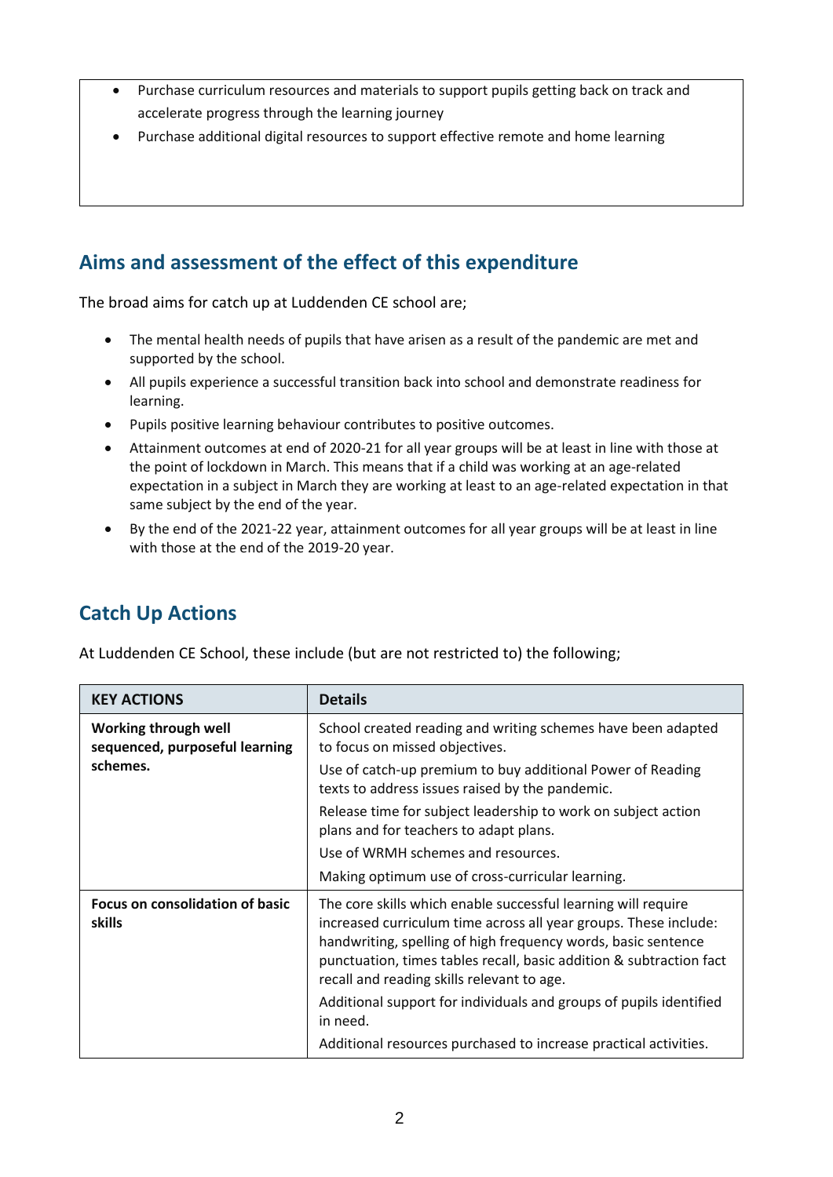- Purchase curriculum resources and materials to support pupils getting back on track and accelerate progress through the learning journey
- Purchase additional digital resources to support effective remote and home learning

## Aims and assessment of the effect of this expenditure

The broad aims for catch up at Luddenden CE school are;

- The mental health needs of pupils that have arisen as a result of the pandemic are met and supported by the school.
- All pupils experience a successful transition back into school and demonstrate readiness for learning.
- Pupils positive learning behaviour contributes to positive outcomes.
- Attainment outcomes at end of 2020-21 for all year groups will be at least in line with those at the point of lockdown in March. This means that if a child was working at an age-related expectation in a subject in March they are working at least to an age-related expectation in that same subject by the end of the year.
- By the end of the 2021-22 year, attainment outcomes for all year groups will be at least in line with those at the end of the 2019-20 year.

## Catch Up Actions

At Luddenden CE School, these include (but are not restricted to) the following;

| KEY ACTIONS | Details |
|---|---|
| **Working through well sequenced, purposeful learning schemes.** | School created reading and writing schemes have been adapted to focus on missed objectives.<br>Use of catch-up premium to buy additional Power of Reading texts to address issues raised by the pandemic.<br>Release time for subject leadership to work on subject action plans and for teachers to adapt plans.<br>Use of WRMH schemes and resources.<br>Making optimum use of cross-curricular learning. |
| **Focus on consolidation of basic skills** | The core skills which enable successful learning will require increased curriculum time across all year groups. These include: handwriting, spelling of high frequency words, basic sentence punctuation, times tables recall, basic addition & subtraction fact recall and reading skills relevant to age.<br>Additional support for individuals and groups of pupils identified in need.<br>Additional resources purchased to increase practical activities. |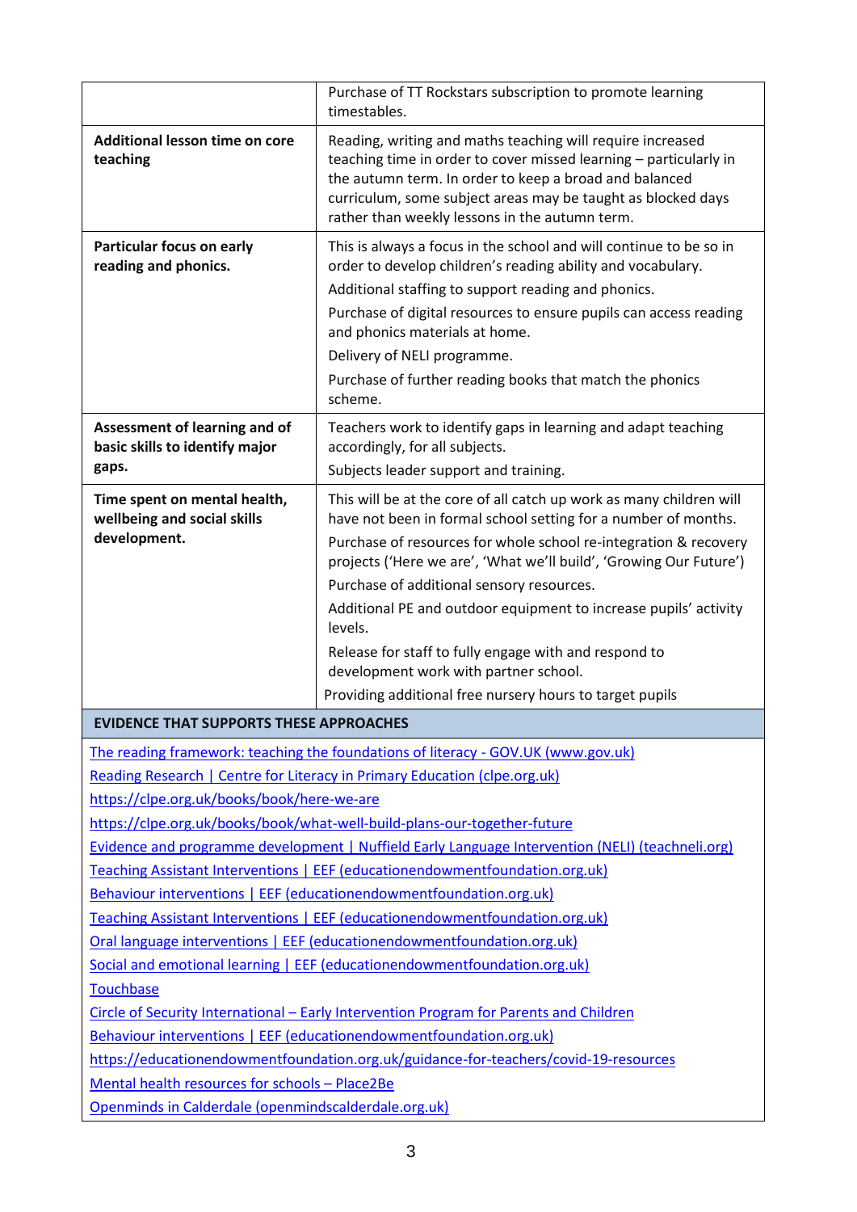| | |
|---|---|
| | Purchase of TT Rockstars subscription to promote learning timestables. |
| **Additional lesson time on core teaching** | Reading, writing and maths teaching will require increased teaching time in order to cover missed learning – particularly in the autumn term. In order to keep a broad and balanced curriculum, some subject areas may be taught as blocked days rather than weekly lessons in the autumn term. |
| **Particular focus on early reading and phonics.** | This is always a focus in the school and will continue to be so in order to develop children's reading ability and vocabulary.<br>Additional staffing to support reading and phonics.<br>Purchase of digital resources to ensure pupils can access reading and phonics materials at home.<br>Delivery of NELI programme.<br>Purchase of further reading books that match the phonics scheme. |
| **Assessment of learning and of basic skills to identify major gaps.** | Teachers work to identify gaps in learning and adapt teaching accordingly, for all subjects.<br>Subjects leader support and training. |
| **Time spent on mental health, wellbeing and social skills development.** | This will be at the core of all catch up work as many children will have not been in formal school setting for a number of months.<br>Purchase of resources for whole school re-integration & recovery projects ('Here we are', 'What we'll build', 'Growing Our Future')<br>Purchase of additional sensory resources.<br>Additional PE and outdoor equipment to increase pupils' activity levels.<br>Release for staff to fully engage with and respond to development work with partner school.<br>Providing additional free nursery hours to target pupils |

**EVIDENCE THAT SUPPORTS THESE APPROACHES**

The reading framework: teaching the foundations of literacy - GOV.UK (www.gov.uk)

Reading Research | Centre for Literacy in Primary Education (clpe.org.uk)

https://clpe.org.uk/books/book/here-we-are

https://clpe.org.uk/books/book/what-well-build-plans-our-together-future

Evidence and programme development | Nuffield Early Language Intervention (NELI) (teachneli.org)

Teaching Assistant Interventions | EEF (educationendowmentfoundation.org.uk)

Behaviour interventions | EEF (educationendowmentfoundation.org.uk)

Teaching Assistant Interventions | EEF (educationendowmentfoundation.org.uk)

Oral language interventions | EEF (educationendowmentfoundation.org.uk)

Social and emotional learning | EEF (educationendowmentfoundation.org.uk)

Touchbase

Circle of Security International – Early Intervention Program for Parents and Children

Behaviour interventions | EEF (educationendowmentfoundation.org.uk)

https://educationendowmentfoundation.org.uk/guidance-for-teachers/covid-19-resources

Mental health resources for schools – Place2Be

Openminds in Calderdale (openmindscalderdale.org.uk)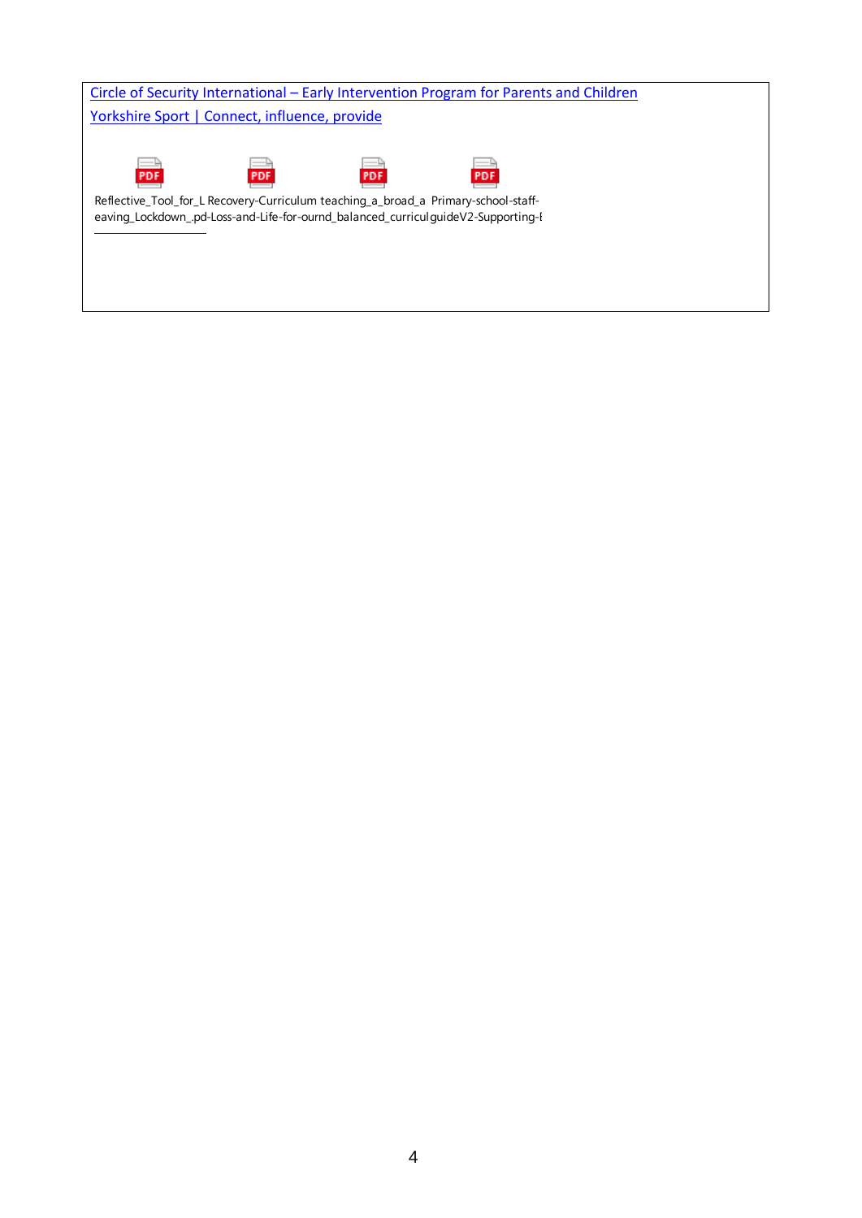[Circle of Security International – Early Intervention Program for Parents and Children]

[Yorkshire Sport | Connect, influence, provide]

Reflective_Tool_for_Leaving_Lockdown_.pd Recovery-Curriculum-Loss-and-Life-for-our teaching_a_broad_and_balanced_curricul Primary-school-staff-guideV2-Supporting-